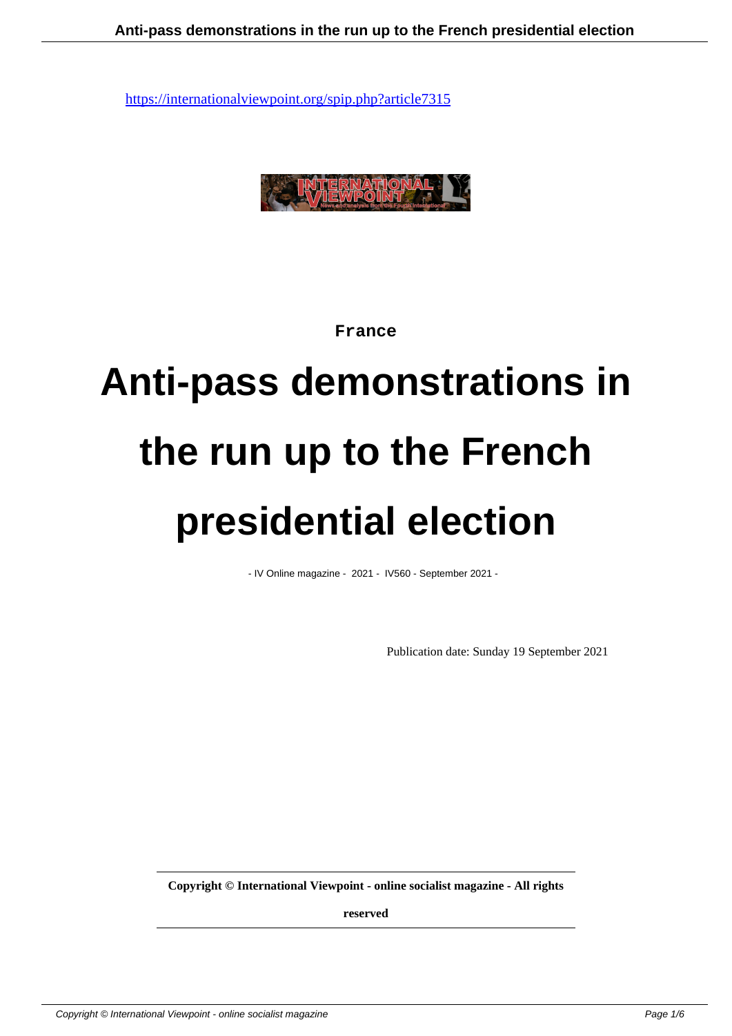https://internationalviewpoint.org/spip.php?article7315

France

# Anti-pass demonstrations in the run up to the French presidential election

- IV Online magazine - 2021 - IV560 - September 2021 -

Publication date: Sunday 19 September 2021

**Copyright © International Viewpoint - online socialist magazine - All rights reserved**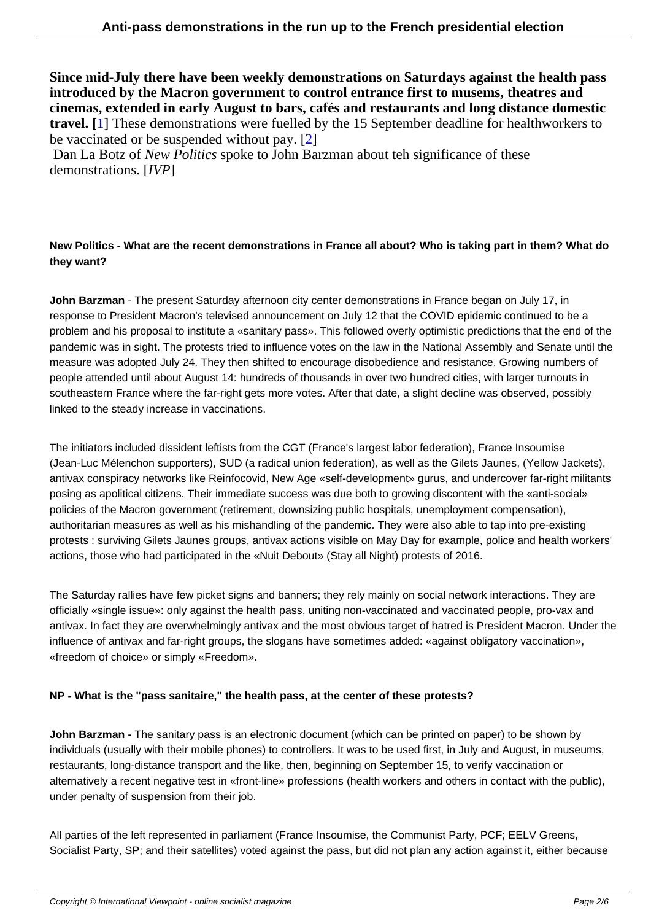**Since mid-July there have been weekly demonstrations on Saturdays against the health pass introduced by the Macron government to control entrance first to musems, theatres and cinemas, extended in early August to bars, cafés and restaurants and long distance domestic travel. [1]** These demonstrations were fuelled by the 15 September deadline for healthworkers to be vaccinated or be suspended without pay. [2]

Dan La Botz of *New Politics* spoke to John Barzman about teh significance of these demonstrations. [*IVP*]

**New Politics - What are the recent demonstrations in France all about? Who is taking part in them? What do they want?**

**John Barzman** - The present Saturday afternoon city center demonstrations in France began on July 17, in response to President Macron's televised announcement on July 12 that the COVID epidemic continued to be a problem and his proposal to institute a «sanitary pass». This followed overly optimistic predictions that the end of the pandemic was in sight. The protests tried to influence votes on the law in the National Assembly and Senate until the measure was adopted July 24. They then shifted to encourage disobedience and resistance. Growing numbers of people attended until about August 14: hundreds of thousands in over two hundred cities, with larger turnouts in southeastern France where the far-right gets more votes. After that date, a slight decline was observed, possibly linked to the steady increase in vaccinations.

The initiators included dissident leftists from the CGT (France's largest labor federation), France Insoumise (Jean-Luc Mélenchon supporters), SUD (a radical union federation), as well as the Gilets Jaunes, (Yellow Jackets), antivax conspiracy networks like Reinfocovid, New Age «self-development» gurus, and undercover far-right militants posing as apolitical citizens. Their immediate success was due both to growing discontent with the «anti-social» policies of the Macron government (retirement, downsizing public hospitals, unemployment compensation), authoritarian measures as well as his mishandling of the pandemic. They were also able to tap into pre-existing protests : surviving Gilets Jaunes groups, antivax actions visible on May Day for example, police and health workers' actions, those who had participated in the «Nuit Debout» (Stay all Night) protests of 2016.

The Saturday rallies have few picket signs and banners; they rely mainly on social network interactions. They are officially «single issue»: only against the health pass, uniting non-vaccinated and vaccinated people, pro-vax and antivax. In fact they are overwhelmingly antivax and the most obvious target of hatred is President Macron. Under the influence of antivax and far-right groups, the slogans have sometimes added: «against obligatory vaccination», «freedom of choice» or simply «Freedom».

**NP - What is the "pass sanitaire," the health pass, at the center of these protests?**

**John Barzman -** The sanitary pass is an electronic document (which can be printed on paper) to be shown by individuals (usually with their mobile phones) to controllers. It was to be used first, in July and August, in museums, restaurants, long-distance transport and the like, then, beginning on September 15, to verify vaccination or alternatively a recent negative test in «front-line» professions (health workers and others in contact with the public), under penalty of suspension from their job.

All parties of the left represented in parliament (France Insoumise, the Communist Party, PCF; EELV Greens, Socialist Party, SP; and their satellites) voted against the pass, but did not plan any action against it, either because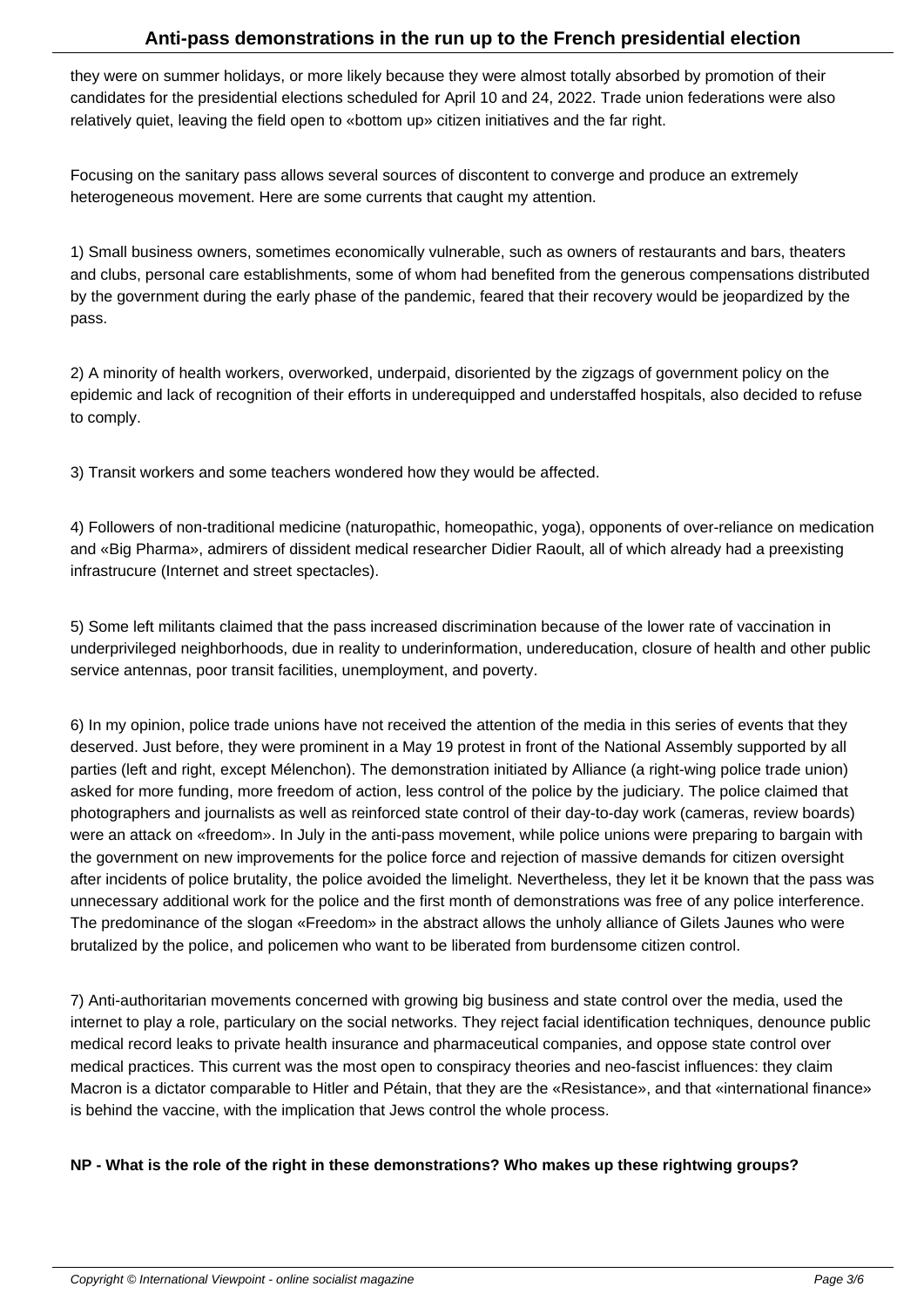they were on summer holidays, or more likely because they were almost totally absorbed by promotion of their candidates for the presidential elections scheduled for April 10 and 24, 2022. Trade union federations were also relatively quiet, leaving the field open to «bottom up» citizen initiatives and the far right.

Focusing on the sanitary pass allows several sources of discontent to converge and produce an extremely heterogeneous movement. Here are some currents that caught my attention.

1) Small business owners, sometimes economically vulnerable, such as owners of restaurants and bars, theaters and clubs, personal care establishments, some of whom had benefited from the generous compensations distributed by the government during the early phase of the pandemic, feared that their recovery would be jeopardized by the pass.

2) A minority of health workers, overworked, underpaid, disoriented by the zigzags of government policy on the epidemic and lack of recognition of their efforts in underequipped and understaffed hospitals, also decided to refuse to comply.

3) Transit workers and some teachers wondered how they would be affected.

4) Followers of non-traditional medicine (naturopathic, homeopathic, yoga), opponents of over-reliance on medication and «Big Pharma», admirers of dissident medical researcher Didier Raoult, all of which already had a preexisting infrastrucure (Internet and street spectacles).

5) Some left militants claimed that the pass increased discrimination because of the lower rate of vaccination in underprivileged neighborhoods, due in reality to underinformation, undereducation, closure of health and other public service antennas, poor transit facilities, unemployment, and poverty.

6) In my opinion, police trade unions have not received the attention of the media in this series of events that they deserved. Just before, they were prominent in a May 19 protest in front of the National Assembly supported by all parties (left and right, except Mélenchon). The demonstration initiated by Alliance (a right-wing police trade union) asked for more funding, more freedom of action, less control of the police by the judiciary. The police claimed that photographers and journalists as well as reinforced state control of their day-to-day work (cameras, review boards) were an attack on «freedom». In July in the anti-pass movement, while police unions were preparing to bargain with the government on new improvements for the police force and rejection of massive demands for citizen oversight after incidents of police brutality, the police avoided the limelight. Nevertheless, they let it be known that the pass was unnecessary additional work for the police and the first month of demonstrations was free of any police interference. The predominance of the slogan «Freedom» in the abstract allows the unholy alliance of Gilets Jaunes who were brutalized by the police, and policemen who want to be liberated from burdensome citizen control.

7) Anti-authoritarian movements concerned with growing big business and state control over the media, used the internet to play a role, particulary on the social networks. They reject facial identification techniques, denounce public medical record leaks to private health insurance and pharmaceutical companies, and oppose state control over medical practices. This current was the most open to conspiracy theories and neo-fascist influences: they claim Macron is a dictator comparable to Hitler and Pétain, that they are the «Resistance», and that «international finance» is behind the vaccine, with the implication that Jews control the whole process.

**NP - What is the role of the right in these demonstrations? Who makes up these rightwing groups?**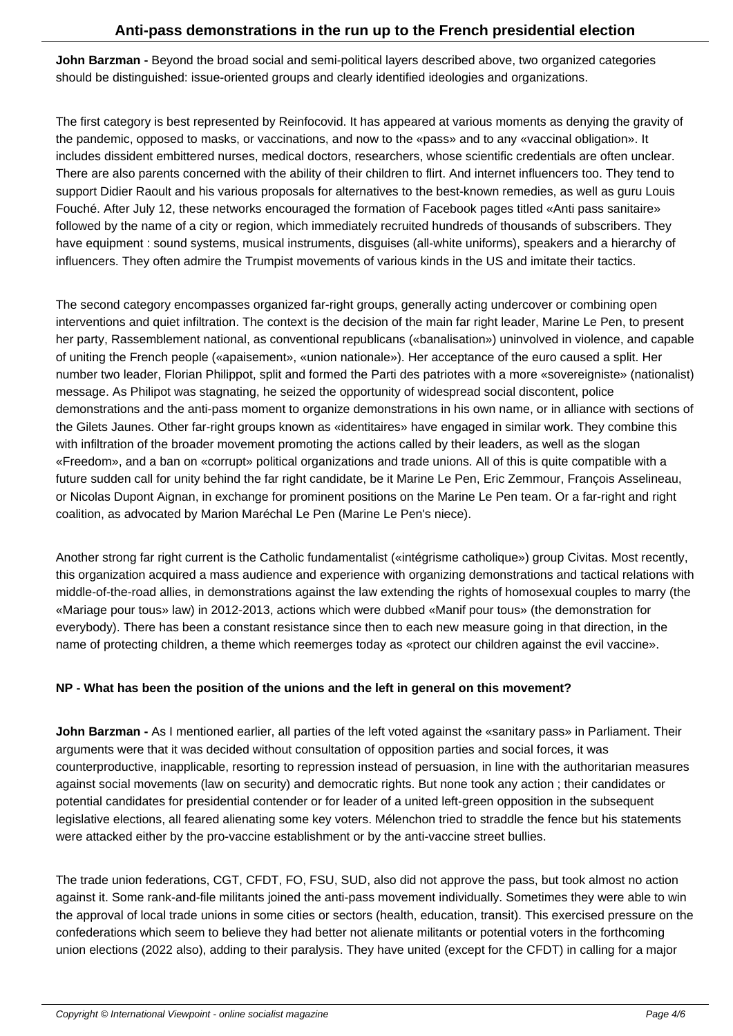**John Barzman -** Beyond the broad social and semi-political layers described above, two organized categories should be distinguished: issue-oriented groups and clearly identified ideologies and organizations.

The first category is best represented by Reinfocovid. It has appeared at various moments as denying the gravity of the pandemic, opposed to masks, or vaccinations, and now to the «pass» and to any «vaccinal obligation». It includes dissident embittered nurses, medical doctors, researchers, whose scientific credentials are often unclear. There are also parents concerned with the ability of their children to flirt. And internet influencers too. They tend to support Didier Raoult and his various proposals for alternatives to the best-known remedies, as well as guru Louis Fouché. After July 12, these networks encouraged the formation of Facebook pages titled «Anti pass sanitaire» followed by the name of a city or region, which immediately recruited hundreds of thousands of subscribers. They have equipment : sound systems, musical instruments, disguises (all-white uniforms), speakers and a hierarchy of influencers. They often admire the Trumpist movements of various kinds in the US and imitate their tactics.

The second category encompasses organized far-right groups, generally acting undercover or combining open interventions and quiet infiltration. The context is the decision of the main far right leader, Marine Le Pen, to present her party, Rassemblement national, as conventional republicans («banalisation») uninvolved in violence, and capable of uniting the French people («apaisement», «union nationale»). Her acceptance of the euro caused a split. Her number two leader, Florian Philippot, split and formed the Parti des patriotes with a more «sovereigniste» (nationalist) message. As Philipot was stagnating, he seized the opportunity of widespread social discontent, police demonstrations and the anti-pass moment to organize demonstrations in his own name, or in alliance with sections of the Gilets Jaunes. Other far-right groups known as «identitaires» have engaged in similar work. They combine this with infiltration of the broader movement promoting the actions called by their leaders, as well as the slogan «Freedom», and a ban on «corrupt» political organizations and trade unions. All of this is quite compatible with a future sudden call for unity behind the far right candidate, be it Marine Le Pen, Eric Zemmour, François Asselineau, or Nicolas Dupont Aignan, in exchange for prominent positions on the Marine Le Pen team. Or a far-right and right coalition, as advocated by Marion Maréchal Le Pen (Marine Le Pen's niece).

Another strong far right current is the Catholic fundamentalist («intégrisme catholique») group Civitas. Most recently, this organization acquired a mass audience and experience with organizing demonstrations and tactical relations with middle-of-the-road allies, in demonstrations against the law extending the rights of homosexual couples to marry (the «Mariage pour tous» law) in 2012-2013, actions which were dubbed «Manif pour tous» (the demonstration for everybody). There has been a constant resistance since then to each new measure going in that direction, in the name of protecting children, a theme which reemerges today as «protect our children against the evil vaccine».

**NP - What has been the position of the unions and the left in general on this movement?**

**John Barzman -** As I mentioned earlier, all parties of the left voted against the «sanitary pass» in Parliament. Their arguments were that it was decided without consultation of opposition parties and social forces, it was counterproductive, inapplicable, resorting to repression instead of persuasion, in line with the authoritarian measures against social movements (law on security) and democratic rights. But none took any action ; their candidates or potential candidates for presidential contender or for leader of a united left-green opposition in the subsequent legislative elections, all feared alienating some key voters. Mélenchon tried to straddle the fence but his statements were attacked either by the pro-vaccine establishment or by the anti-vaccine street bullies.

The trade union federations, CGT, CFDT, FO, FSU, SUD, also did not approve the pass, but took almost no action against it. Some rank-and-file militants joined the anti-pass movement individually. Sometimes they were able to win the approval of local trade unions in some cities or sectors (health, education, transit). This exercised pressure on the confederations which seem to believe they had better not alienate militants or potential voters in the forthcoming union elections (2022 also), adding to their paralysis. They have united (except for the CFDT) in calling for a major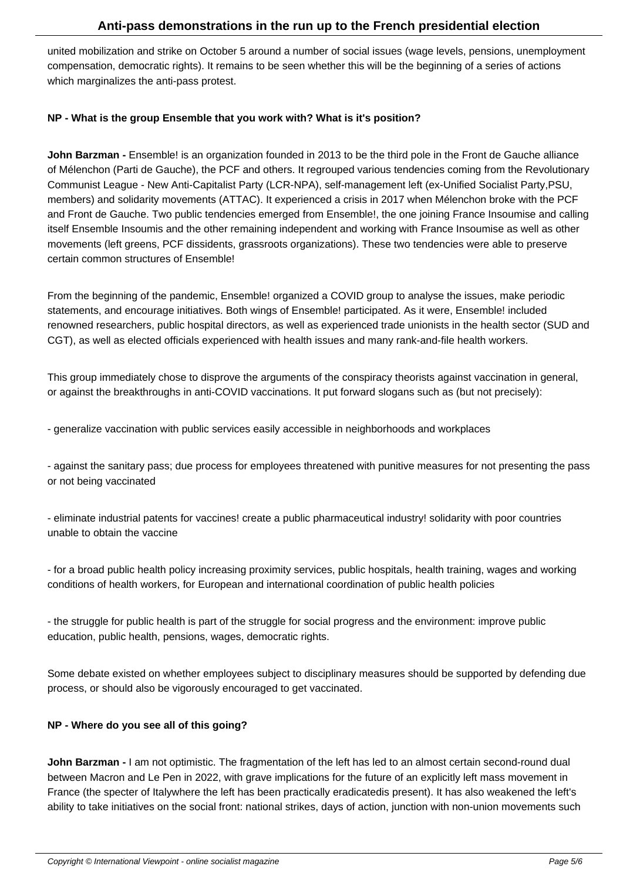united mobilization and strike on October 5 around a number of social issues (wage levels, pensions, unemployment compensation, democratic rights). It remains to be seen whether this will be the beginning of a series of actions which marginalizes the anti-pass protest.

**NP - What is the group Ensemble that you work with? What is it's position?**

**John Barzman -** Ensemble! is an organization founded in 2013 to be the third pole in the Front de Gauche alliance of Mélenchon (Parti de Gauche), the PCF and others. It regrouped various tendencies coming from the Revolutionary Communist League - New Anti-Capitalist Party (LCR-NPA), self-management left (ex-Unified Socialist Party,PSU, members) and solidarity movements (ATTAC). It experienced a crisis in 2017 when Mélenchon broke with the PCF and Front de Gauche. Two public tendencies emerged from Ensemble!, the one joining France Insoumise and calling itself Ensemble Insoumis and the other remaining independent and working with France Insoumise as well as other movements (left greens, PCF dissidents, grassroots organizations). These two tendencies were able to preserve certain common structures of Ensemble!

From the beginning of the pandemic, Ensemble! organized a COVID group to analyse the issues, make periodic statements, and encourage initiatives. Both wings of Ensemble! participated. As it were, Ensemble! included renowned researchers, public hospital directors, as well as experienced trade unionists in the health sector (SUD and CGT), as well as elected officials experienced with health issues and many rank-and-file health workers.

This group immediately chose to disprove the arguments of the conspiracy theorists against vaccination in general, or against the breakthroughs in anti-COVID vaccinations. It put forward slogans such as (but not precisely):

- generalize vaccination with public services easily accessible in neighborhoods and workplaces

- against the sanitary pass; due process for employees threatened with punitive measures for not presenting the pass or not being vaccinated

- eliminate industrial patents for vaccines! create a public pharmaceutical industry! solidarity with poor countries unable to obtain the vaccine

- for a broad public health policy increasing proximity services, public hospitals, health training, wages and working conditions of health workers, for European and international coordination of public health policies

- the struggle for public health is part of the struggle for social progress and the environment: improve public education, public health, pensions, wages, democratic rights.

Some debate existed on whether employees subject to disciplinary measures should be supported by defending due process, or should also be vigorously encouraged to get vaccinated.

**NP - Where do you see all of this going?**

**John Barzman -** I am not optimistic. The fragmentation of the left has led to an almost certain second-round dual between Macron and Le Pen in 2022, with grave implications for the future of an explicitly left mass movement in France (the specter of Italywhere the left has been practically eradicatedis present). It has also weakened the left's ability to take initiatives on the social front: national strikes, days of action, junction with non-union movements such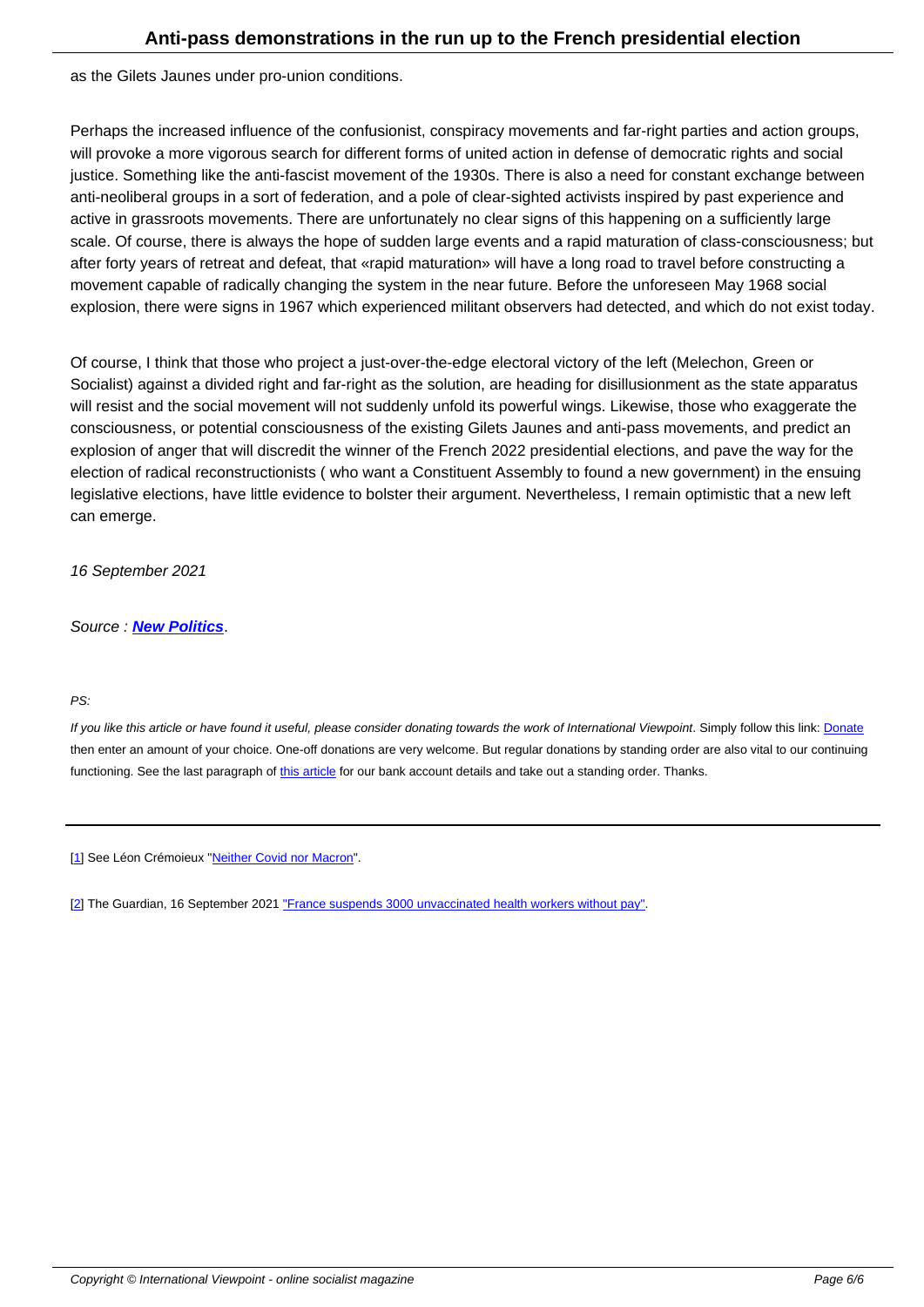as the Gilets Jaunes under pro-union conditions.

Perhaps the increased influence of the confusionist, conspiracy movements and far-right parties and action groups, will provoke a more vigorous search for different forms of united action in defense of democratic rights and social justice. Something like the anti-fascist movement of the 1930s. There is also a need for constant exchange between anti-neoliberal groups in a sort of federation, and a pole of clear-sighted activists inspired by past experience and active in grassroots movements. There are unfortunately no clear signs of this happening on a sufficiently large scale. Of course, there is always the hope of sudden large events and a rapid maturation of class-consciousness; but after forty years of retreat and defeat, that «rapid maturation» will have a long road to travel before constructing a movement capable of radically changing the system in the near future. Before the unforeseen May 1968 social explosion, there were signs in 1967 which experienced militant observers had detected, and which do not exist today.

Of course, I think that those who project a just-over-the-edge electoral victory of the left (Melechon, Green or Socialist) against a divided right and far-right as the solution, are heading for disillusionment as the state apparatus will resist and the social movement will not suddenly unfold its powerful wings. Likewise, those who exaggerate the consciousness, or potential consciousness of the existing Gilets Jaunes and anti-pass movements, and predict an explosion of anger that will discredit the winner of the French 2022 presidential elections, and pave the way for the election of radical reconstructionists ( who want a Constituent Assembly to found a new government) in the ensuing legislative elections, have little evidence to bolster their argument. Nevertheless, I remain optimistic that a new left can emerge.

*16 September 2021*

*Source : **New Politics**.*

*PS:*

*If you like this article or have found it useful, please consider donating towards the work of International Viewpoint.* Simply follow this link: Donate then enter an amount of your choice. One-off donations are very welcome. But regular donations by standing order are also vital to our continuing functioning. See the last paragraph of this article for our bank account details and take out a standing order. Thanks.

---

[1] See Léon Crémoieux "Neither Covid nor Macron".

[2] The Guardian, 16 September 2021 "France suspends 3000 unvaccinated health workers without pay".